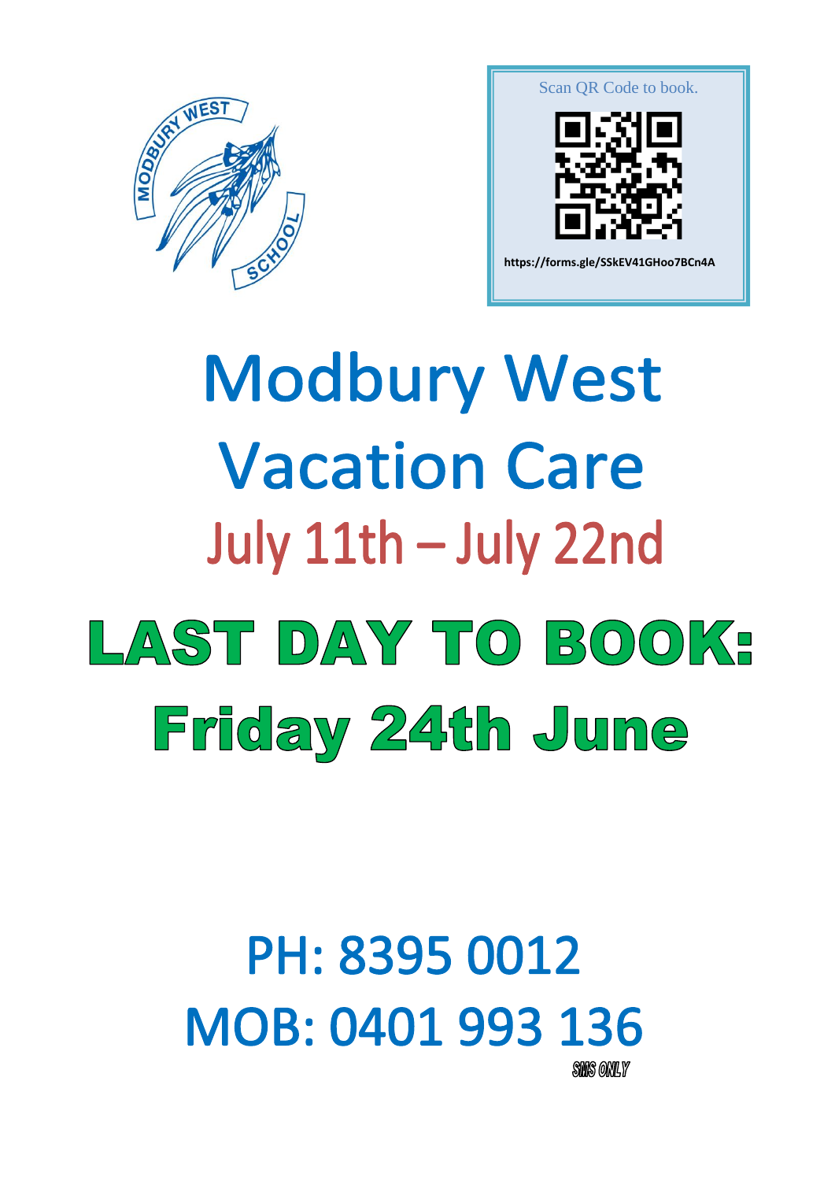Scan QR Code to book.

https://forms.gle/SSkEV41GHoo7BCn4A

# Modbury West Vacation Care

## July 11th – July 22nd

# LAST DAY TO BOOK: Friday 24th June

PH: 8395 0012

MOB: 0401 993 136

*SMS ONLY*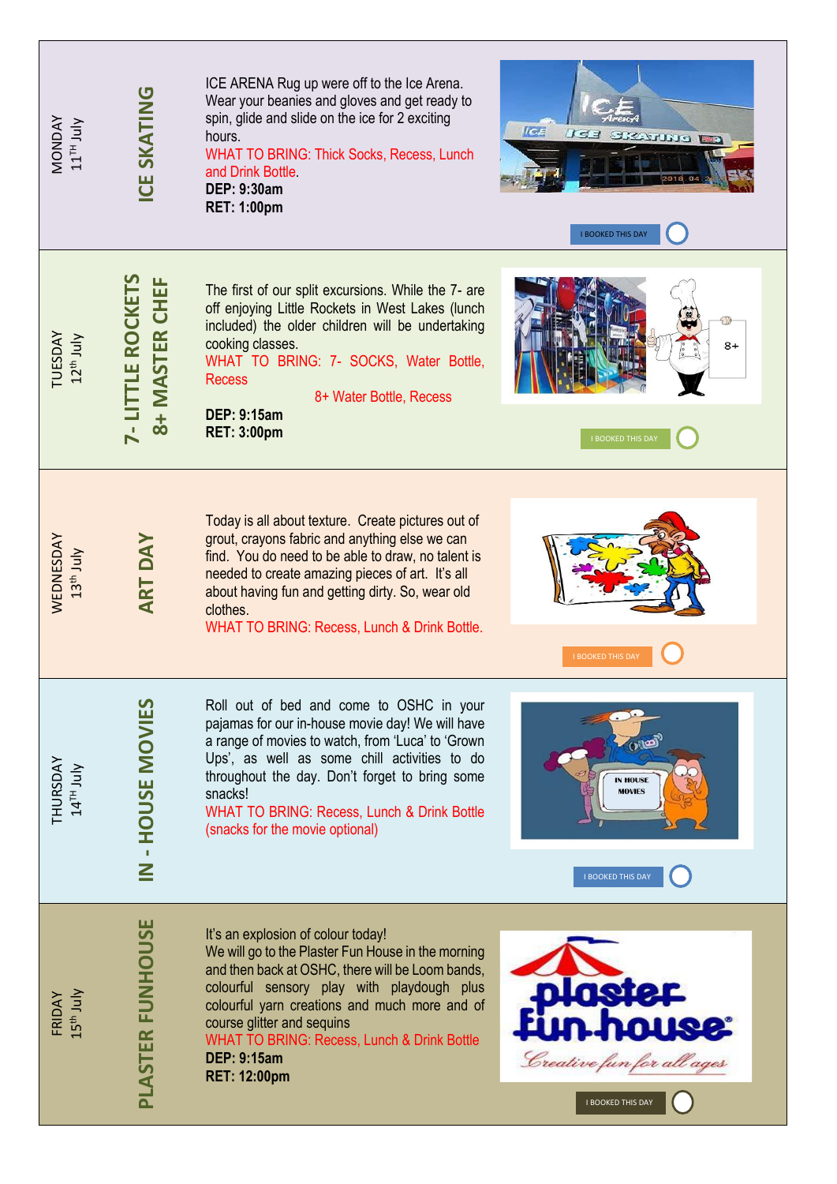| Day | Activity | Details | |
|---|---|---|---|
| MONDAY 11TH July | ICE SKATING | ICE ARENA Rug up were off to the Ice Arena. Wear your beanies and gloves and get ready to spin, glide and slide on the ice for 2 exciting hours.<br>WHAT TO BRING: Thick Socks, Recess, Lunch and Drink Bottle.<br>**DEP: 9:30am**<br>**RET: 1:00pm** | I BOOKED THIS DAY ○ |
| TUESDAY 12th July | 7- LITTLE ROCKETS<br>8+ MASTER CHEF | The first of our split excursions. While the 7- are off enjoying Little Rockets in West Lakes (lunch included) the older children will be undertaking cooking classes.<br>WHAT TO BRING: 7- SOCKS, Water Bottle, Recess<br>8+ Water Bottle, Recess<br>**DEP: 9:15am**<br>**RET: 3:00pm** | I BOOKED THIS DAY ○ |
| WEDNESDAY 13th July | ART DAY | Today is all about texture. Create pictures out of grout, crayons fabric and anything else we can find. You do need to be able to draw, no talent is needed to create amazing pieces of art. It's all about having fun and getting dirty. So, wear old clothes.<br>WHAT TO BRING: Recess, Lunch & Drink Bottle. | I BOOKED THIS DAY ○ |
| THURSDAY 14TH July | IN - HOUSE MOVIES | Roll out of bed and come to OSHC in your pajamas for our in-house movie day! We will have a range of movies to watch, from 'Luca' to 'Grown Ups', as well as some chill activities to do throughout the day. Don't forget to bring some snacks!<br>WHAT TO BRING: Recess, Lunch & Drink Bottle (snacks for the movie optional) | I BOOKED THIS DAY ○ |
| FRIDAY 15th July | PLASTER FUNHOUSE | It's an explosion of colour today!<br>We will go to the Plaster Fun House in the morning and then back at OSHC, there will be Loom bands, colourful sensory play with playdough plus colourful yarn creations and much more and of course glitter and sequins<br>WHAT TO BRING: Recess, Lunch & Drink Bottle<br>**DEP: 9:15am**<br>**RET: 12:00pm** | I BOOKED THIS DAY ○ |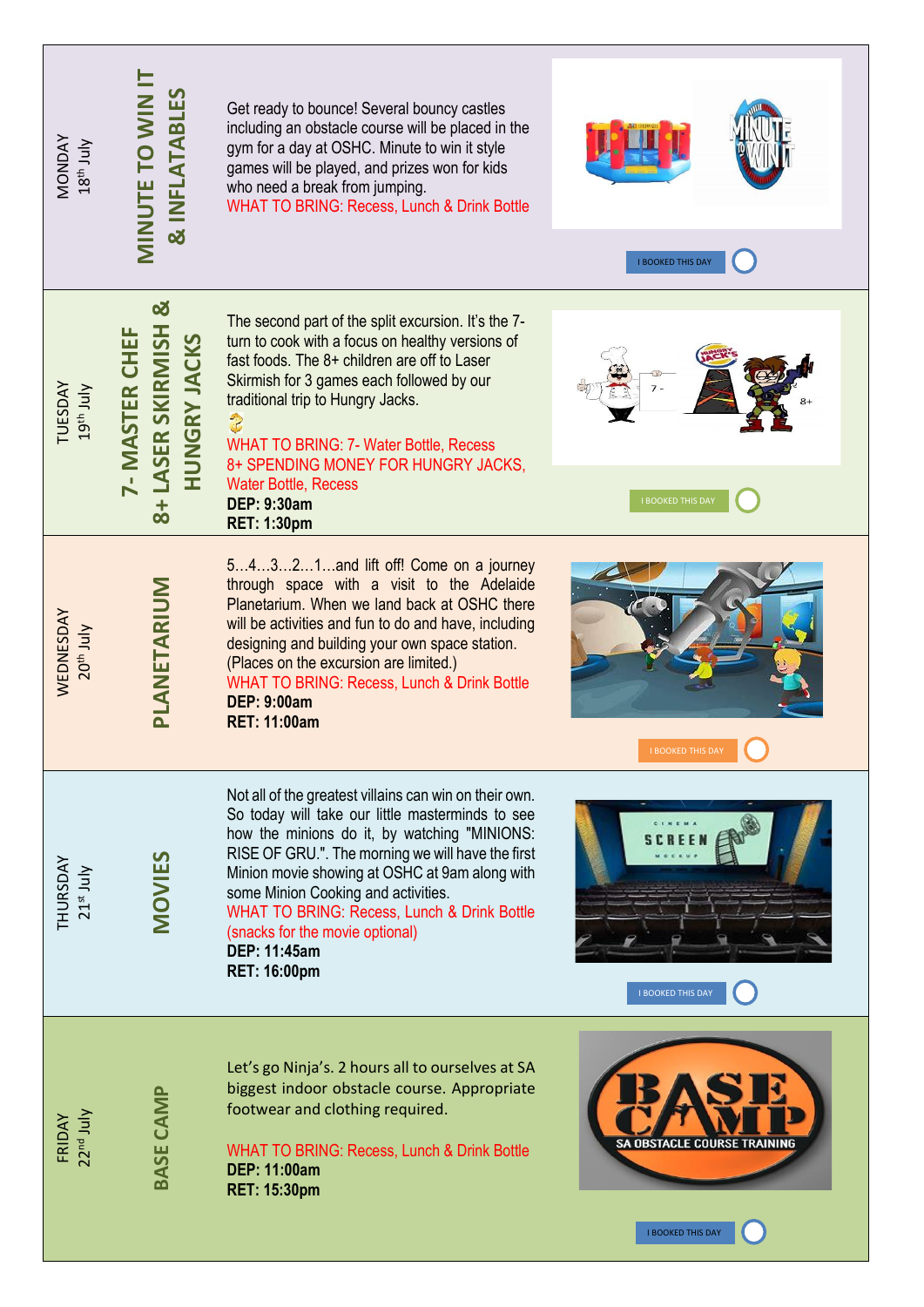## MONDAY 18th July

### MINUTE TO WIN IT & INFLATABLES

Get ready to bounce! Several bouncy castles including an obstacle course will be placed in the gym for a day at OSHC. Minute to win it style games will be played, and prizes won for kids who need a break from jumping.

WHAT TO BRING: Recess, Lunch & Drink Bottle

I BOOKED THIS DAY

## TUESDAY 19th July

### 7- MASTER CHEF 8+ LASER SKIRMISH & HUNGRY JACKS

The second part of the split excursion. It's the 7-turn to cook with a focus on healthy versions of fast foods. The 8+ children are off to Laser Skirmish for 3 games each followed by our traditional trip to Hungry Jacks.

WHAT TO BRING: 7- Water Bottle, Recess
8+ SPENDING MONEY FOR HUNGRY JACKS, Water Bottle, Recess

**DEP: 9:30am**
**RET: 1:30pm**

I BOOKED THIS DAY

## WEDNESDAY 20th July

### PLANETARIUM

5…4…3…2…1…and lift off! Come on a journey through space with a visit to the Adelaide Planetarium. When we land back at OSHC there will be activities and fun to do and have, including designing and building your own space station. (Places on the excursion are limited.)

WHAT TO BRING: Recess, Lunch & Drink Bottle

**DEP: 9:00am**
**RET: 11:00am**

I BOOKED THIS DAY

## THURSDAY 21st July

### MOVIES

Not all of the greatest villains can win on their own. So today will take our little masterminds to see how the minions do it, by watching "MINIONS: RISE OF GRU.". The morning we will have the first Minion movie showing at OSHC at 9am along with some Minion Cooking and activities.

WHAT TO BRING: Recess, Lunch & Drink Bottle (snacks for the movie optional)

**DEP: 11:45am**
**RET: 16:00pm**

I BOOKED THIS DAY

## FRIDAY 22nd July

### BASE CAMP

Let's go Ninja's. 2 hours all to ourselves at SA biggest indoor obstacle course. Appropriate footwear and clothing required.

WHAT TO BRING: Recess, Lunch & Drink Bottle

**DEP: 11:00am**
**RET: 15:30pm**

I BOOKED THIS DAY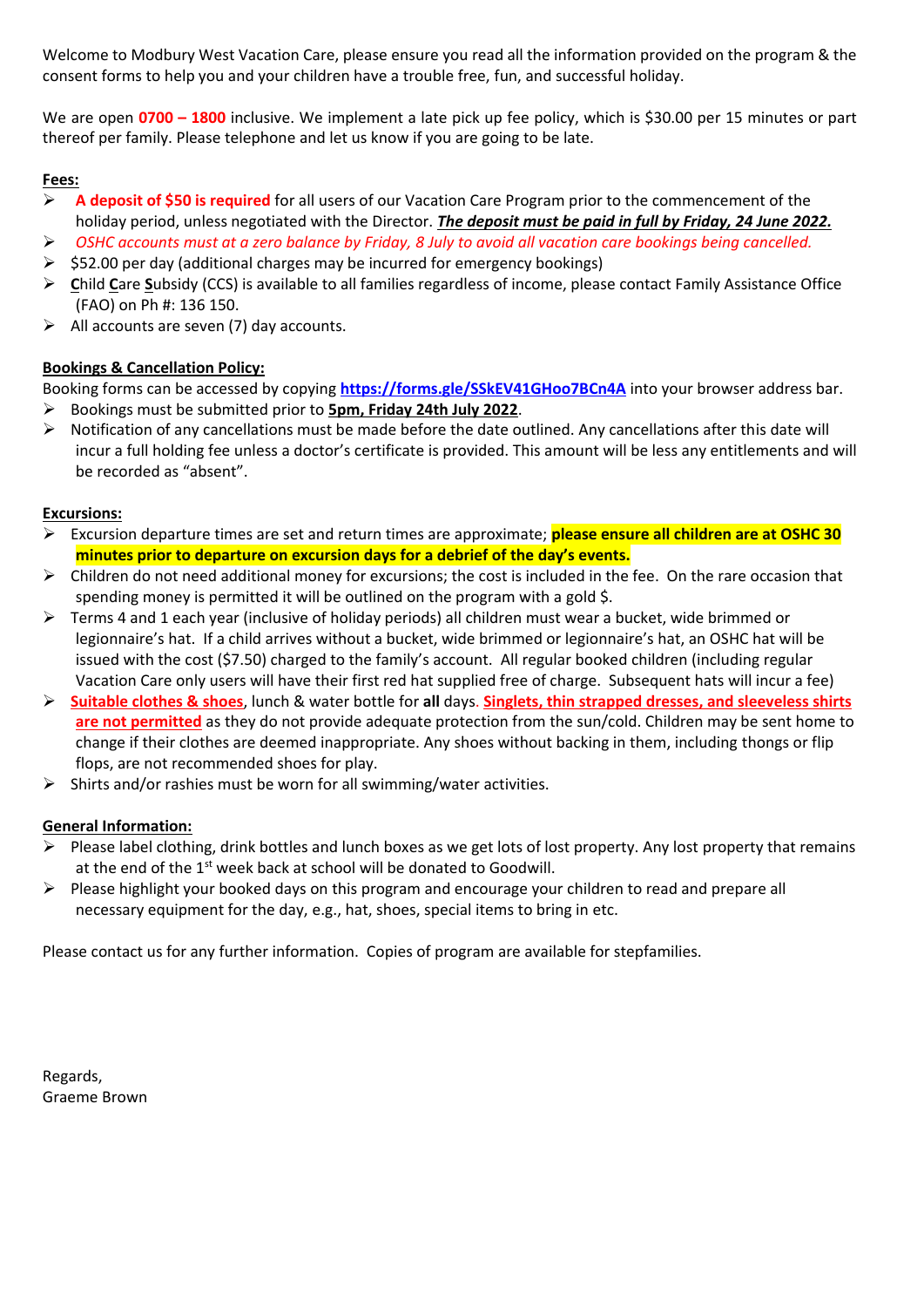Welcome to Modbury West Vacation Care, please ensure you read all the information provided on the program & the consent forms to help you and your children have a trouble free, fun, and successful holiday.

We are open **0700 – 1800** inclusive. We implement a late pick up fee policy, which is $30.00 per 15 minutes or part thereof per family. Please telephone and let us know if you are going to be late.

**Fees:**

- **A deposit of $50 is required** for all users of our Vacation Care Program prior to the commencement of the holiday period, unless negotiated with the Director. ***The deposit must be paid in full by Friday, 24 June 2022.***
- *OSHC accounts must at a zero balance by Friday, 8 July to avoid all vacation care bookings being cancelled.*
- $52.00 per day (additional charges may be incurred for emergency bookings)
- **C**hild **C**are **S**ubsidy (CCS) is available to all families regardless of income, please contact Family Assistance Office (FAO) on Ph #: 136 150.
- All accounts are seven (7) day accounts.

**Bookings & Cancellation Policy:**

Booking forms can be accessed by copying **https://forms.gle/SSkEV41GHoo7BCn4A** into your browser address bar.

- Bookings must be submitted prior to **5pm, Friday 24th July 2022**.
- Notification of any cancellations must be made before the date outlined. Any cancellations after this date will incur a full holding fee unless a doctor's certificate is provided. This amount will be less any entitlements and will be recorded as "absent".

**Excursions:**

- Excursion departure times are set and return times are approximate; **please ensure all children are at OSHC 30 minutes prior to departure on excursion days for a debrief of the day's events.**
- Children do not need additional money for excursions; the cost is included in the fee. On the rare occasion that spending money is permitted it will be outlined on the program with a gold $.
- Terms 4 and 1 each year (inclusive of holiday periods) all children must wear a bucket, wide brimmed or legionnaire's hat. If a child arrives without a bucket, wide brimmed or legionnaire's hat, an OSHC hat will be issued with the cost ($7.50) charged to the family's account. All regular booked children (including regular Vacation Care only users will have their first red hat supplied free of charge. Subsequent hats will incur a fee)
- **Suitable clothes & shoes**, lunch & water bottle for **all** days. **Singlets, thin strapped dresses, and sleeveless shirts are not permitted** as they do not provide adequate protection from the sun/cold. Children may be sent home to change if their clothes are deemed inappropriate. Any shoes without backing in them, including thongs or flip flops, are not recommended shoes for play.
- Shirts and/or rashies must be worn for all swimming/water activities.

**General Information:**

- Please label clothing, drink bottles and lunch boxes as we get lots of lost property. Any lost property that remains at the end of the 1st week back at school will be donated to Goodwill.
- Please highlight your booked days on this program and encourage your children to read and prepare all necessary equipment for the day, e.g., hat, shoes, special items to bring in etc.

Please contact us for any further information. Copies of program are available for stepfamilies.

Regards,
Graeme Brown